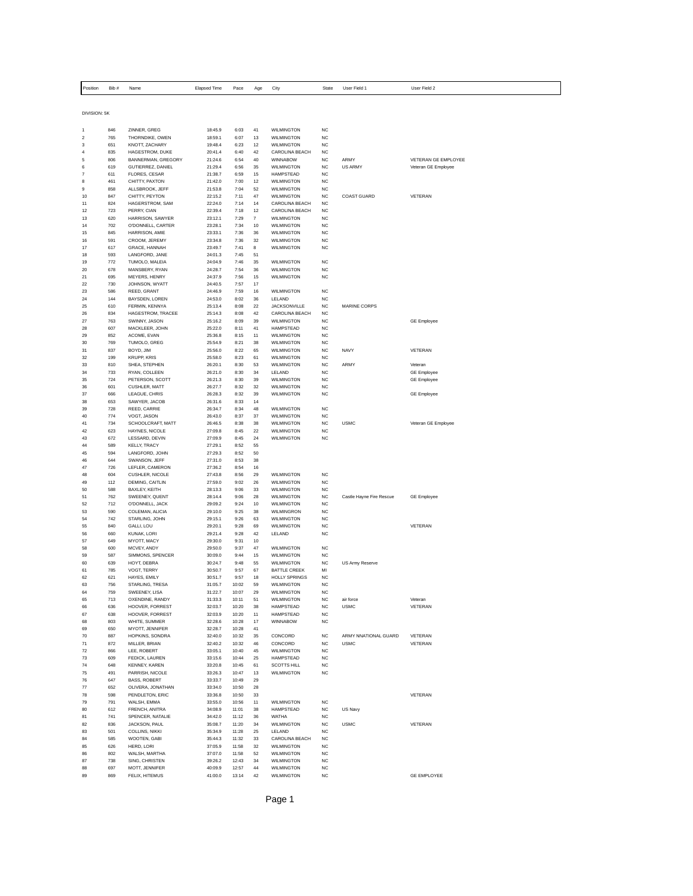| Position | Bib # | Name | Elapsed Time | Pace | Age | City | State | User Field 1 | User Field 2 |
|---|---|---|---|---|---|---|---|---|---|

DIVISION: 5K

| Position | Bib # | Name | Elapsed Time | Pace | Age | City | State | User Field 1 | User Field 2 |
|---|---|---|---|---|---|---|---|---|---|
| 1 | 846 | ZINNER, GREG | 18:45.9 | 6:03 | 41 | WILMINGTON | NC | | |
| 2 | 765 | THORNDIKE, OWEN | 18:59.1 | 6:07 | 13 | WILMINGTON | NC | | |
| 3 | 651 | KNOTT, ZACHARY | 19:48.4 | 6:23 | 12 | WILMINGTON | NC | | |
| 4 | 835 | HAGESTROM, DUKE | 20:41.4 | 6:40 | 42 | CAROLINA BEACH | NC | | |
| 5 | 806 | BANNERMAN, GREGORY | 21:24.6 | 6:54 | 40 | WINNABOW | NC | ARMY | VETERAN GE EMPLOYEE |
| 6 | 619 | GUTIERREZ, DANIEL | 21:29.4 | 6:56 | 35 | WILMINGTON | NC | US ARMY | Veteran GE Employee |
| 7 | 611 | FLORES, CESAR | 21:38.7 | 6:59 | 15 | HAMPSTEAD | NC | | |
| 8 | 461 | CHITTY, PAXTON | 21:42.0 | 7:00 | 12 | WILMINGTON | NC | | |
| 9 | 858 | ALLSBROOK, JEFF | 21:53.8 | 7:04 | 52 | WILMINGTON | NC | | |
| 10 | 847 | CHITTY, PEYTON | 22:15.2 | 7:11 | 47 | WILMINGTON | NC | COAST GUARD | VETERAN |
| 11 | 824 | HAGERSTROM, SAM | 22:24.0 | 7:14 | 14 | CAROLINA BEACH | NC | | |
| 12 | 723 | PERRY, CIAN | 22:39.4 | 7:18 | 12 | CAROLINA BEACH | NC | | |
| 13 | 620 | HARRISON, SAWYER | 23:12.1 | 7:29 | 7 | WILMINGTON | NC | | |
| 14 | 702 | O'DONNELL, CARTER | 23:28.1 | 7:34 | 10 | WILMINGTON | NC | | |
| 15 | 845 | HARRISON, AMIE | 23:33.1 | 7:36 | 36 | WILMINGTON | NC | | |
| 16 | 591 | CROOM, JEREMY | 23:34.8 | 7:36 | 32 | WILMINGTON | NC | | |
| 17 | 617 | GRACE, HANNAH | 23:49.7 | 7:41 | 8 | WILMINGTON | NC | | |
| 18 | 593 | LANGFORD, JANE | 24:01.3 | 7:45 | 51 | | | | |
| 19 | 772 | TUMOLO, MALEIA | 24:04.9 | 7:46 | 35 | WILMINGTON | NC | | |
| 20 | 678 | MANSBERY, RYAN | 24:28.7 | 7:54 | 36 | WILMINGTON | NC | | |
| 21 | 695 | MEYERS, HENRY | 24:37.9 | 7:56 | 15 | WILMINGTON | NC | | |
| 22 | 730 | JOHNSON, WYATT | 24:40.5 | 7:57 | 17 | | | | |
| 23 | 586 | REED, GRANT | 24:46.9 | 7:59 | 16 | WILMINGTON | NC | | |
| 24 | 144 | BAYSDEN, LOREN | 24:53.0 | 8:02 | 36 | LELAND | NC | | |
| 25 | 610 | FERMIN, KENNYA | 25:13.4 | 8:08 | 22 | JACKSONVILLE | NC | MARINE CORPS | |
| 26 | 834 | HAGESTROM, TRACEE | 25:14.3 | 8:08 | 42 | CAROLINA BEACH | NC | | |
| 27 | 763 | SWINNY, JASON | 25:16.2 | 8:09 | 39 | WILMINGTON | NC | | GE Employee |
| 28 | 607 | MACKLEER, JOHN | 25:22.0 | 8:11 | 41 | HAMPSTEAD | NC | | |
| 29 | 852 | ACOME, EVAN | 25:36.8 | 8:15 | 11 | WILMINGTON | NC | | |
| 30 | 769 | TUMOLO, GREG | 25:54.9 | 8:21 | 38 | WILMINGTON | NC | | |
| 31 | 837 | BOYD, JIM | 25:56.0 | 8:22 | 65 | WILMINGTON | NC | NAVY | VETERAN |
| 32 | 199 | KRUPP, KRIS | 25:58.0 | 8:23 | 61 | WILMINGTON | NC | | |
| 33 | 810 | SHEA, STEPHEN | 26:20.1 | 8:30 | 53 | WILMINGTON | NC | ARMY | Veteran |
| 34 | 733 | RYAN, COLLEEN | 26:21.0 | 8:30 | 34 | LELAND | NC | | GE Employee |
| 35 | 724 | PETERSON, SCOTT | 26:21.3 | 8:30 | 39 | WILMINGTON | NC | | GE Employee |
| 36 | 601 | CUSHLER, MATT | 26:27.7 | 8:32 | 32 | WILMINGTON | NC | | |
| 37 | 666 | LEAGUE, CHRIS | 26:28.3 | 8:32 | 39 | WILMINGTON | NC | | GE Employee |
| 38 | 653 | SAWYER, JACOB | 26:31.6 | 8:33 | 14 | | | | |
| 39 | 728 | REED, CARRIE | 26:34.7 | 8:34 | 48 | WILMINGTON | NC | | |
| 40 | 774 | VOGT, JASON | 26:43.0 | 8:37 | 37 | WILMINGTON | NC | | |
| 41 | 734 | SCHOOLCRAFT, MATT | 26:46.5 | 8:38 | 38 | WILMINGTON | NC | USMC | Veteran GE Employee |
| 42 | 623 | HAYNES, NICOLE | 27:09.8 | 8:45 | 22 | WILMINGTON | NC | | |
| 43 | 672 | LESSARD, DEVIN | 27:09.9 | 8:45 | 24 | WILMINGTON | NC | | |
| 44 | 589 | KELLY, TRACY | 27:29.1 | 8:52 | 55 | | | | |
| 45 | 594 | LANGFORD, JOHN | 27:29.3 | 8:52 | 50 | | | | |
| 46 | 644 | SWANSON, JEFF | 27:31.0 | 8:53 | 38 | | | | |
| 47 | 726 | LEFLER, CAMERON | 27:36.2 | 8:54 | 16 | | | | |
| 48 | 604 | CUSHLER, NICOLE | 27:43.8 | 8:56 | 29 | WILMINGTON | NC | | |
| 49 | 112 | DEMING, CAITLIN | 27:59.0 | 9:02 | 26 | WILMINGTON | NC | | |
| 50 | 588 | BAXLEY, KEITH | 28:13.3 | 9:06 | 33 | WILMINGTON | NC | | |
| 51 | 762 | SWEENEY, QUENT | 28:14.4 | 9:06 | 28 | WILMINGTON | NC | Castle Hayne Fire Rescue | GE Employee |
| 52 | 712 | O'DONNELL, JACK | 29:09.2 | 9:24 | 10 | WILMINGTON | NC | | |
| 53 | 590 | COLEMAN, ALICIA | 29:10.0 | 9:25 | 38 | WILMINGRON | NC | | |
| 54 | 742 | STARLING, JOHN | 29:15.1 | 9:26 | 63 | WILMINGTON | NC | | |
| 55 | 840 | GALLI, LOU | 29:20.1 | 9:28 | 69 | WILMINGTON | NC | | VETERAN |
| 56 | 660 | KUNAK, LORI | 29:21.4 | 9:28 | 42 | LELAND | NC | | |
| 57 | 649 | MYOTT, MACY | 29:30.0 | 9:31 | 10 | | | | |
| 58 | 600 | MCVEY, ANDY | 29:50.0 | 9:37 | 47 | WILMINGTON | NC | | |
| 59 | 587 | SIMMONS, SPENCER | 30:09.0 | 9:44 | 15 | WILMINGTON | NC | | |
| 60 | 639 | HOYT, DEBRA | 30:24.7 | 9:48 | 55 | WILMINGTON | NC | US Army Reserve | |
| 61 | 785 | VOGT, TERRY | 30:50.7 | 9:57 | 67 | BATTLE CREEK | MI | | |
| 62 | 621 | HAYES, EMILY | 30:51.7 | 9:57 | 18 | HOLLY SPRINGS | NC | | |
| 63 | 756 | STARLING, TRESA | 31:05.7 | 10:02 | 59 | WILMINGTON | NC | | |
| 64 | 759 | SWEENEY, LISA | 31:22.7 | 10:07 | 29 | WILMINGTON | NC | | |
| 65 | 713 | OXENDINE, RANDY | 31:33.3 | 10:11 | 51 | WILMINGTON | NC | air force | Veteran |
| 66 | 636 | HOOVER, FORREST | 32:03.7 | 10:20 | 38 | HAMPSTEAD | NC | USMC | VETERAN |
| 67 | 638 | HOOVER, FORREST | 32:03.9 | 10:20 | 11 | HAMPSTEAD | NC | | |
| 68 | 803 | WHITE, SUMMER | 32:28.6 | 10:28 | 17 | WINNABOW | NC | | |
| 69 | 650 | MYOTT, JENNIFER | 32:28.7 | 10:28 | 41 | | | | |
| 70 | 887 | HOPKINS, SONDRA | 32:40.0 | 10:32 | 35 | CONCORD | NC | ARMY NNATIONAL GUARD | VETERAN |
| 71 | 872 | MILLER, BRIAN | 32:40.2 | 10:32 | 46 | CONCORD | NC | USMC | VETERAN |
| 72 | 866 | LEE, ROBERT | 33:05.1 | 10:40 | 45 | WILMINGTON | NC | | |
| 73 | 609 | FEDICK, LAUREN | 33:15.6 | 10:44 | 25 | HAMPSTEAD | NC | | |
| 74 | 648 | KENNEY, KAREN | 33:20.8 | 10:45 | 61 | SCOTTS HILL | NC | | |
| 75 | 491 | PARRISH, NICOLE | 33:26.3 | 10:47 | 13 | WILMINGTON | NC | | |
| 76 | 647 | BASS, ROBERT | 33:33.7 | 10:49 | 29 | | | | |
| 77 | 652 | OLIVERA, JONATHAN | 33:34.0 | 10:50 | 28 | | | | |
| 78 | 598 | PENDLETON, ERIC | 33:36.8 | 10:50 | 33 | | | | VETERAN |
| 79 | 791 | WALSH, EMMA | 33:55.0 | 10:56 | 11 | WILMINGTON | NC | | |
| 80 | 612 | FRENCH, ANITRA | 34:08.9 | 11:01 | 38 | HAMPSTEAD | NC | US Navy | |
| 81 | 741 | SPENCER, NATALIE | 34:42.0 | 11:12 | 36 | WATHA | NC | | |
| 82 | 836 | JACKSON, PAUL | 35:08.7 | 11:20 | 34 | WILMINGTON | NC | USMC | VETERAN |
| 83 | 501 | COLLINS, NIKKI | 35:34.9 | 11:28 | 25 | LELAND | NC | | |
| 84 | 585 | WOOTEN, GABI | 35:44.3 | 11:32 | 33 | CAROLINA BEACH | NC | | |
| 85 | 626 | HERD, LORI | 37:05.9 | 11:58 | 32 | WILMINGTON | NC | | |
| 86 | 802 | WALSH, MARTHA | 37:07.0 | 11:58 | 52 | WILMINGTON | NC | | |
| 87 | 738 | SING, CHRISTEN | 39:26.2 | 12:43 | 34 | WILMINGTON | NC | | |
| 88 | 697 | MOTT, JENNIFER | 40:09.9 | 12:57 | 44 | WILMINGTON | NC | | |
| 89 | 869 | FELIX, HITEMUS | 41:00.0 | 13:14 | 42 | WILMINGTON | NC | | GE EMPLOYEE |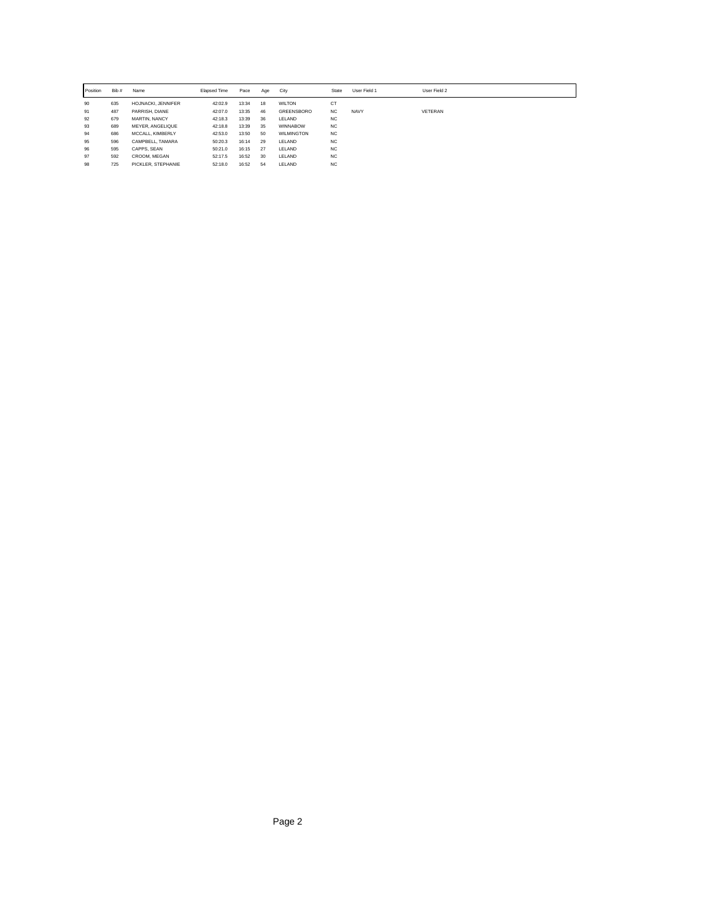| Position | Bib # | Name | Elapsed Time | Pace | Age | City | State | User Field 1 | User Field 2 |
|---|---|---|---|---|---|---|---|---|---|
| 90 | 635 | HOJNACKI, JENNIFER | 42:02.9 | 13:34 | 18 | WILTON | CT | | |
| 91 | 487 | PARRISH, DIANE | 42:07.0 | 13:35 | 46 | GREENSBORO | NC | NAVY | VETERAN |
| 92 | 679 | MARTIN, NANCY | 42:18.3 | 13:39 | 36 | LELAND | NC | | |
| 93 | 689 | MEYER, ANGELIQUE | 42:18.8 | 13:39 | 35 | WINNABOW | NC | | |
| 94 | 686 | MCCALL, KIMBERLY | 42:53.0 | 13:50 | 50 | WILMINGTON | NC | | |
| 95 | 596 | CAMPBELL, TAMARA | 50:20.3 | 16:14 | 29 | LELAND | NC | | |
| 96 | 595 | CAPPS, SEAN | 50:21.0 | 16:15 | 27 | LELAND | NC | | |
| 97 | 592 | CROOM, MEGAN | 52:17.5 | 16:52 | 30 | LELAND | NC | | |
| 98 | 725 | PICKLER, STEPHANIE | 52:18.0 | 16:52 | 54 | LELAND | NC | | |